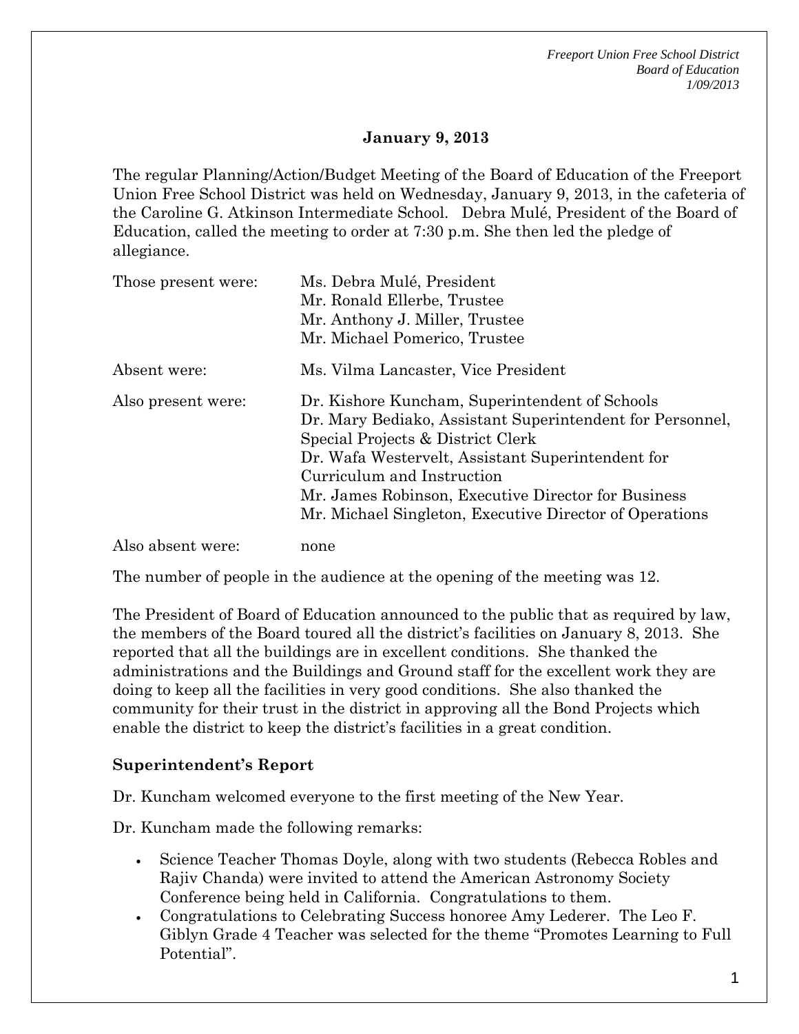## January 9, 2013

The regular Planning/Action/Budget Meeting of the Board of Education of the Freeport Union Free School District was held on Wednesday, January 9, 2013, in the cafeteria of the Caroline G. Atkinson Intermediate School. Debra Mulé, President of the Board of Education, called the meeting to order at 7:30 p.m. She then led the pledge of allegiance.

| | |
|---|---|
| Those present were: | Ms. Debra Mulé, President<br>Mr. Ronald Ellerbe, Trustee<br>Mr. Anthony J. Miller, Trustee<br>Mr. Michael Pomerico, Trustee |
| Absent were: | Ms. Vilma Lancaster, Vice President |
| Also present were: | Dr. Kishore Kuncham, Superintendent of Schools<br>Dr. Mary Bediako, Assistant Superintendent for Personnel, Special Projects & District Clerk<br>Dr. Wafa Westervelt, Assistant Superintendent for Curriculum and Instruction<br>Mr. James Robinson, Executive Director for Business<br>Mr. Michael Singleton, Executive Director of Operations |
| Also absent were: | none |

The number of people in the audience at the opening of the meeting was 12.

The President of Board of Education announced to the public that as required by law, the members of the Board toured all the district's facilities on January 8, 2013. She reported that all the buildings are in excellent conditions. She thanked the administrations and the Buildings and Ground staff for the excellent work they are doing to keep all the facilities in very good conditions. She also thanked the community for their trust in the district in approving all the Bond Projects which enable the district to keep the district's facilities in a great condition.

### Superintendent's Report

Dr. Kuncham welcomed everyone to the first meeting of the New Year.

Dr. Kuncham made the following remarks:

- Science Teacher Thomas Doyle, along with two students (Rebecca Robles and Rajiv Chanda) were invited to attend the American Astronomy Society Conference being held in California. Congratulations to them.
- Congratulations to Celebrating Success honoree Amy Lederer. The Leo F. Giblyn Grade 4 Teacher was selected for the theme "Promotes Learning to Full Potential".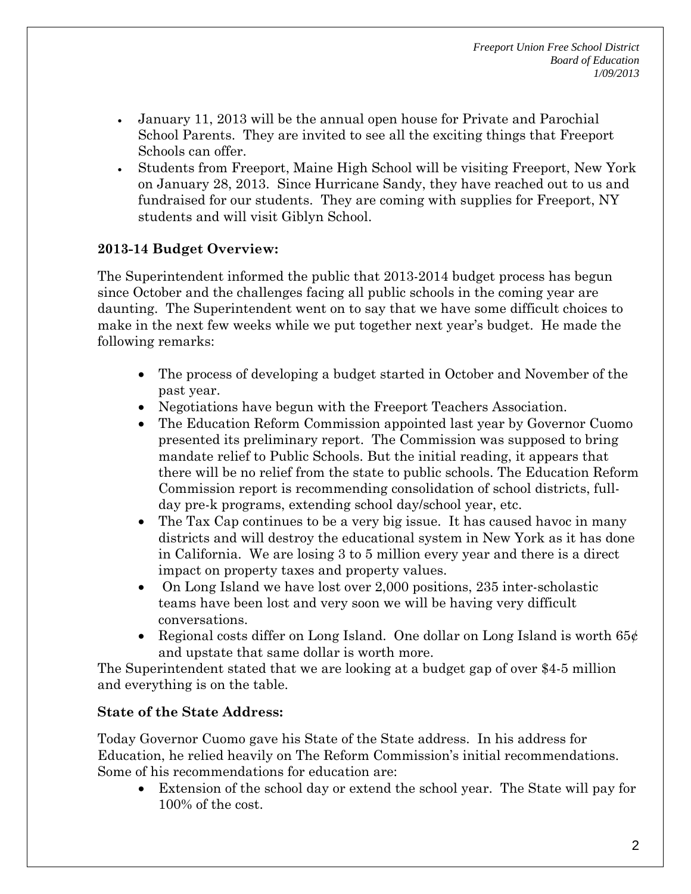- January 11, 2013 will be the annual open house for Private and Parochial School Parents. They are invited to see all the exciting things that Freeport Schools can offer.
- Students from Freeport, Maine High School will be visiting Freeport, New York on January 28, 2013. Since Hurricane Sandy, they have reached out to us and fundraised for our students. They are coming with supplies for Freeport, NY students and will visit Giblyn School.

**2013-14 Budget Overview:**

The Superintendent informed the public that 2013-2014 budget process has begun since October and the challenges facing all public schools in the coming year are daunting. The Superintendent went on to say that we have some difficult choices to make in the next few weeks while we put together next year's budget. He made the following remarks:

- The process of developing a budget started in October and November of the past year.
- Negotiations have begun with the Freeport Teachers Association.
- The Education Reform Commission appointed last year by Governor Cuomo presented its preliminary report. The Commission was supposed to bring mandate relief to Public Schools. But the initial reading, it appears that there will be no relief from the state to public schools. The Education Reform Commission report is recommending consolidation of school districts, full-day pre-k programs, extending school day/school year, etc.
- The Tax Cap continues to be a very big issue. It has caused havoc in many districts and will destroy the educational system in New York as it has done in California. We are losing 3 to 5 million every year and there is a direct impact on property taxes and property values.
- On Long Island we have lost over 2,000 positions, 235 inter-scholastic teams have been lost and very soon we will be having very difficult conversations.
- Regional costs differ on Long Island. One dollar on Long Island is worth 65¢ and upstate that same dollar is worth more.

The Superintendent stated that we are looking at a budget gap of over $4-5 million and everything is on the table.

**State of the State Address:**

Today Governor Cuomo gave his State of the State address. In his address for Education, he relied heavily on The Reform Commission's initial recommendations. Some of his recommendations for education are:

- Extension of the school day or extend the school year. The State will pay for 100% of the cost.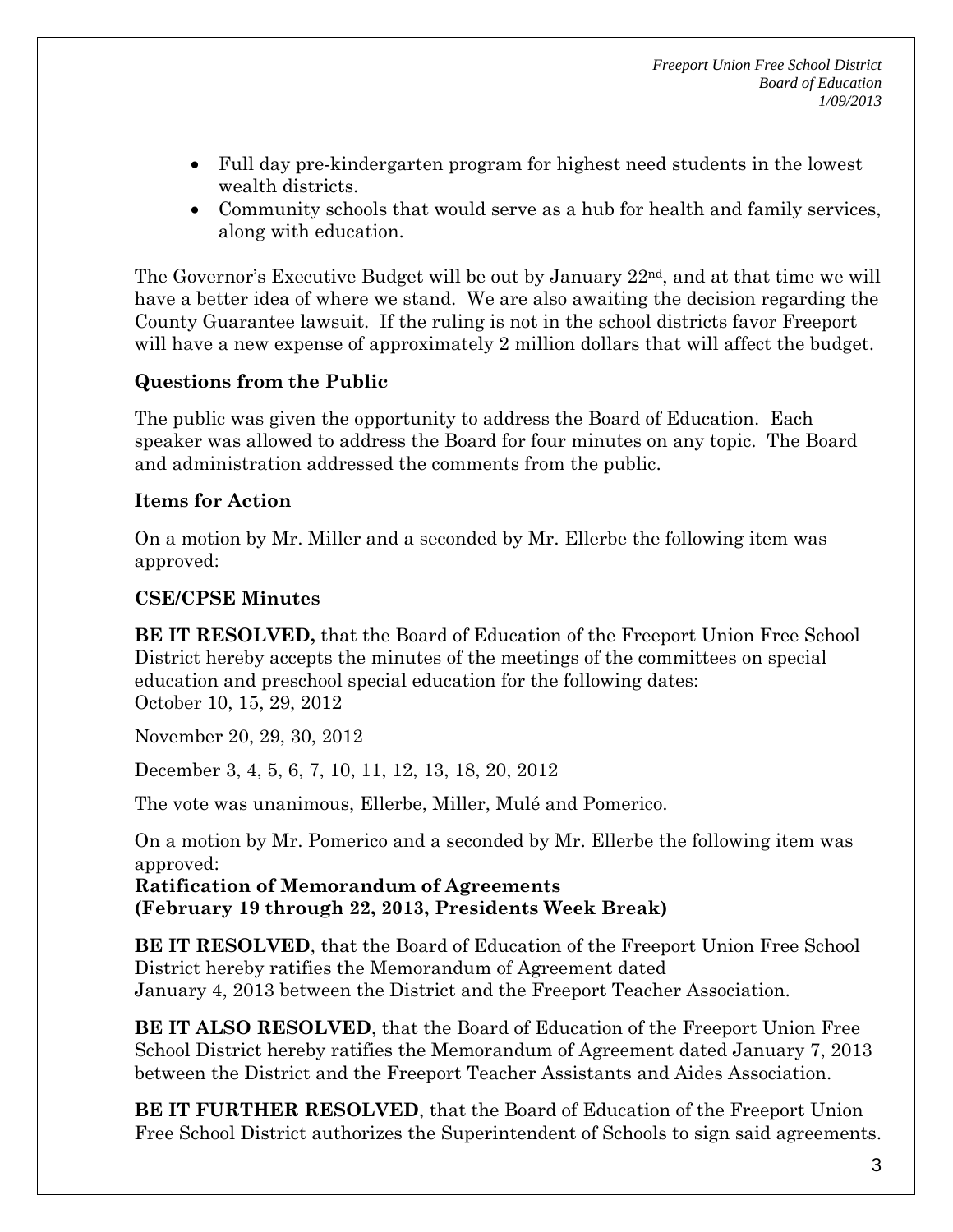- Full day pre-kindergarten program for highest need students in the lowest wealth districts.
- Community schools that would serve as a hub for health and family services, along with education.

The Governor's Executive Budget will be out by January 22nd, and at that time we will have a better idea of where we stand. We are also awaiting the decision regarding the County Guarantee lawsuit. If the ruling is not in the school districts favor Freeport will have a new expense of approximately 2 million dollars that will affect the budget.

**Questions from the Public**

The public was given the opportunity to address the Board of Education. Each speaker was allowed to address the Board for four minutes on any topic. The Board and administration addressed the comments from the public.

**Items for Action**

On a motion by Mr. Miller and a seconded by Mr. Ellerbe the following item was approved:

**CSE/CPSE Minutes**

**BE IT RESOLVED,** that the Board of Education of the Freeport Union Free School District hereby accepts the minutes of the meetings of the committees on special education and preschool special education for the following dates:
October 10, 15, 29, 2012

November 20, 29, 30, 2012

December 3, 4, 5, 6, 7, 10, 11, 12, 13, 18, 20, 2012

The vote was unanimous, Ellerbe, Miller, Mulé and Pomerico.

On a motion by Mr. Pomerico and a seconded by Mr. Ellerbe the following item was approved:

**Ratification of Memorandum of Agreements (February 19 through 22, 2013, Presidents Week Break)**

**BE IT RESOLVED**, that the Board of Education of the Freeport Union Free School District hereby ratifies the Memorandum of Agreement dated January 4, 2013 between the District and the Freeport Teacher Association.

**BE IT ALSO RESOLVED**, that the Board of Education of the Freeport Union Free School District hereby ratifies the Memorandum of Agreement dated January 7, 2013 between the District and the Freeport Teacher Assistants and Aides Association.

**BE IT FURTHER RESOLVED**, that the Board of Education of the Freeport Union Free School District authorizes the Superintendent of Schools to sign said agreements.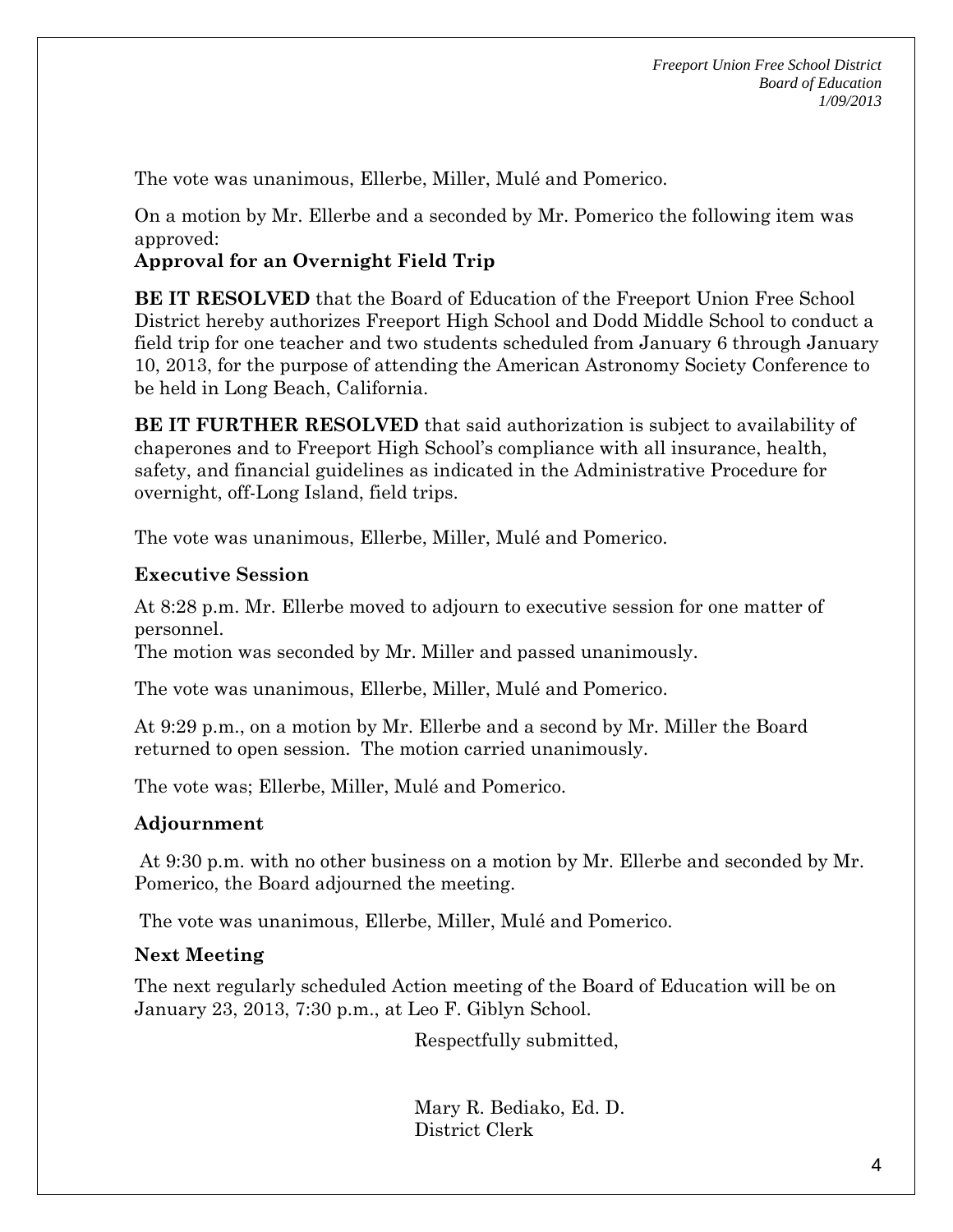The vote was unanimous, Ellerbe, Miller, Mulé and Pomerico.

On a motion by Mr. Ellerbe and a seconded by Mr. Pomerico the following item was approved:

**Approval for an Overnight Field Trip**

**BE IT RESOLVED** that the Board of Education of the Freeport Union Free School District hereby authorizes Freeport High School and Dodd Middle School to conduct a field trip for one teacher and two students scheduled from January 6 through January 10, 2013, for the purpose of attending the American Astronomy Society Conference to be held in Long Beach, California.

**BE IT FURTHER RESOLVED** that said authorization is subject to availability of chaperones and to Freeport High School's compliance with all insurance, health, safety, and financial guidelines as indicated in the Administrative Procedure for overnight, off-Long Island, field trips.

The vote was unanimous, Ellerbe, Miller, Mulé and Pomerico.

### Executive Session

At 8:28 p.m. Mr. Ellerbe moved to adjourn to executive session for one matter of personnel.
The motion was seconded by Mr. Miller and passed unanimously.

The vote was unanimous, Ellerbe, Miller, Mulé and Pomerico.

At 9:29 p.m., on a motion by Mr. Ellerbe and a second by Mr. Miller the Board returned to open session. The motion carried unanimously.

The vote was; Ellerbe, Miller, Mulé and Pomerico.

### Adjournment

At 9:30 p.m. with no other business on a motion by Mr. Ellerbe and seconded by Mr. Pomerico, the Board adjourned the meeting.

The vote was unanimous, Ellerbe, Miller, Mulé and Pomerico.

### Next Meeting

The next regularly scheduled Action meeting of the Board of Education will be on January 23, 2013, 7:30 p.m., at Leo F. Giblyn School.

Respectfully submitted,

Mary R. Bediako, Ed. D.
District Clerk